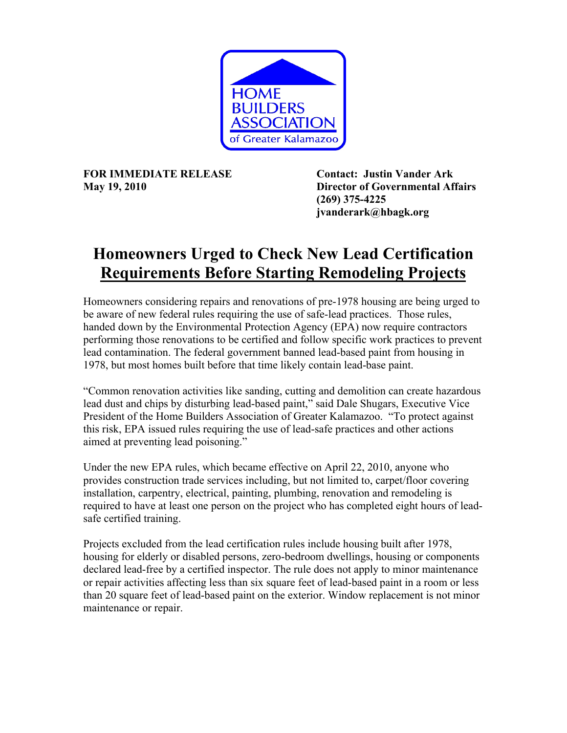HOME BUILDERS ASSOCIATION of Greater Kalamazoo

**FOR IMMEDIATE RELEASE**
**May 19, 2010**

**Contact: Justin Vander Ark**
**Director of Governmental Affairs**
**(269) 375-4225**
**jvanderark@hbagk.org**

# Homeowners Urged to Check New Lead Certification Requirements Before Starting Remodeling Projects

Homeowners considering repairs and renovations of pre-1978 housing are being urged to be aware of new federal rules requiring the use of safe-lead practices. Those rules, handed down by the Environmental Protection Agency (EPA) now require contractors performing those renovations to be certified and follow specific work practices to prevent lead contamination. The federal government banned lead-based paint from housing in 1978, but most homes built before that time likely contain lead-base paint.

"Common renovation activities like sanding, cutting and demolition can create hazardous lead dust and chips by disturbing lead-based paint," said Dale Shugars, Executive Vice President of the Home Builders Association of Greater Kalamazoo. "To protect against this risk, EPA issued rules requiring the use of lead-safe practices and other actions aimed at preventing lead poisoning."

Under the new EPA rules, which became effective on April 22, 2010, anyone who provides construction trade services including, but not limited to, carpet/floor covering installation, carpentry, electrical, painting, plumbing, renovation and remodeling is required to have at least one person on the project who has completed eight hours of lead-safe certified training.

Projects excluded from the lead certification rules include housing built after 1978, housing for elderly or disabled persons, zero-bedroom dwellings, housing or components declared lead-free by a certified inspector. The rule does not apply to minor maintenance or repair activities affecting less than six square feet of lead-based paint in a room or less than 20 square feet of lead-based paint on the exterior. Window replacement is not minor maintenance or repair.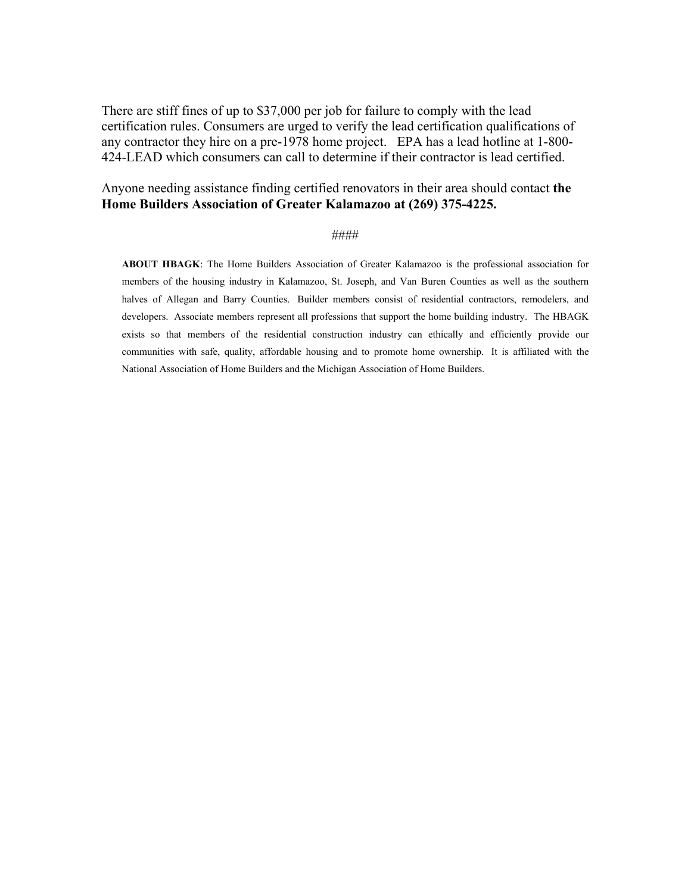There are stiff fines of up to $37,000 per job for failure to comply with the lead certification rules. Consumers are urged to verify the lead certification qualifications of any contractor they hire on a pre-1978 home project. EPA has a lead hotline at 1-800-424-LEAD which consumers can call to determine if their contractor is lead certified.

Anyone needing assistance finding certified renovators in their area should contact **the Home Builders Association of Greater Kalamazoo at (269) 375-4225.**

####

**ABOUT HBAGK**: The Home Builders Association of Greater Kalamazoo is the professional association for members of the housing industry in Kalamazoo, St. Joseph, and Van Buren Counties as well as the southern halves of Allegan and Barry Counties. Builder members consist of residential contractors, remodelers, and developers. Associate members represent all professions that support the home building industry. The HBAGK exists so that members of the residential construction industry can ethically and efficiently provide our communities with safe, quality, affordable housing and to promote home ownership. It is affiliated with the National Association of Home Builders and the Michigan Association of Home Builders.